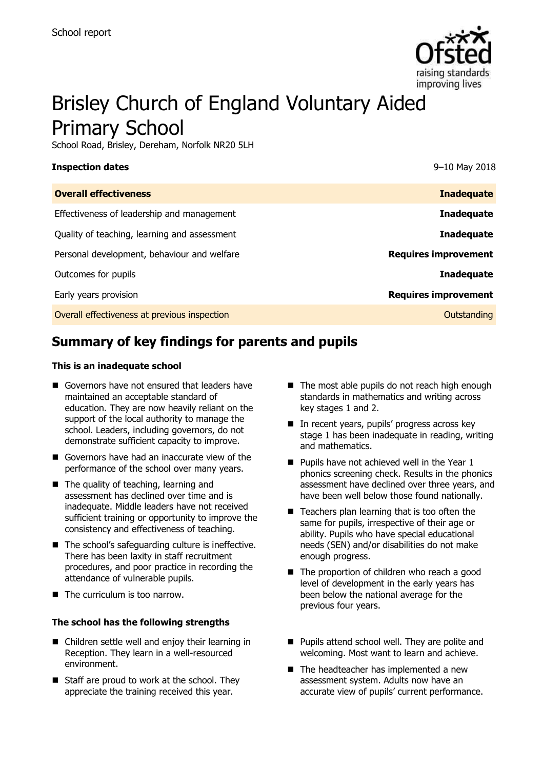School report

# Brisley Church of England Voluntary Aided Primary School

School Road, Brisley, Dereham, Norfolk NR20 5LH

| **Inspection dates** | 9–10 May 2018 |
| --- | --- |
| **Overall effectiveness** | **Inadequate** |
| Effectiveness of leadership and management | **Inadequate** |
| Quality of teaching, learning and assessment | **Inadequate** |
| Personal development, behaviour and welfare | **Requires improvement** |
| Outcomes for pupils | **Inadequate** |
| Early years provision | **Requires improvement** |
| Overall effectiveness at previous inspection | Outstanding |

## Summary of key findings for parents and pupils

**This is an inadequate school**

- Governors have not ensured that leaders have maintained an acceptable standard of education. They are now heavily reliant on the support of the local authority to manage the school. Leaders, including governors, do not demonstrate sufficient capacity to improve.
- Governors have had an inaccurate view of the performance of the school over many years.
- The quality of teaching, learning and assessment has declined over time and is inadequate. Middle leaders have not received sufficient training or opportunity to improve the consistency and effectiveness of teaching.
- The school's safeguarding culture is ineffective. There has been laxity in staff recruitment procedures, and poor practice in recording the attendance of vulnerable pupils.
- The curriculum is too narrow.
- The most able pupils do not reach high enough standards in mathematics and writing across key stages 1 and 2.
- In recent years, pupils' progress across key stage 1 has been inadequate in reading, writing and mathematics.
- Pupils have not achieved well in the Year 1 phonics screening check. Results in the phonics assessment have declined over three years, and have been well below those found nationally.
- Teachers plan learning that is too often the same for pupils, irrespective of their age or ability. Pupils who have special educational needs (SEN) and/or disabilities do not make enough progress.
- The proportion of children who reach a good level of development in the early years has been below the national average for the previous four years.

**The school has the following strengths**

- Children settle well and enjoy their learning in Reception. They learn in a well-resourced environment.
- Staff are proud to work at the school. They appreciate the training received this year.
- Pupils attend school well. They are polite and welcoming. Most want to learn and achieve.
- The headteacher has implemented a new assessment system. Adults now have an accurate view of pupils' current performance.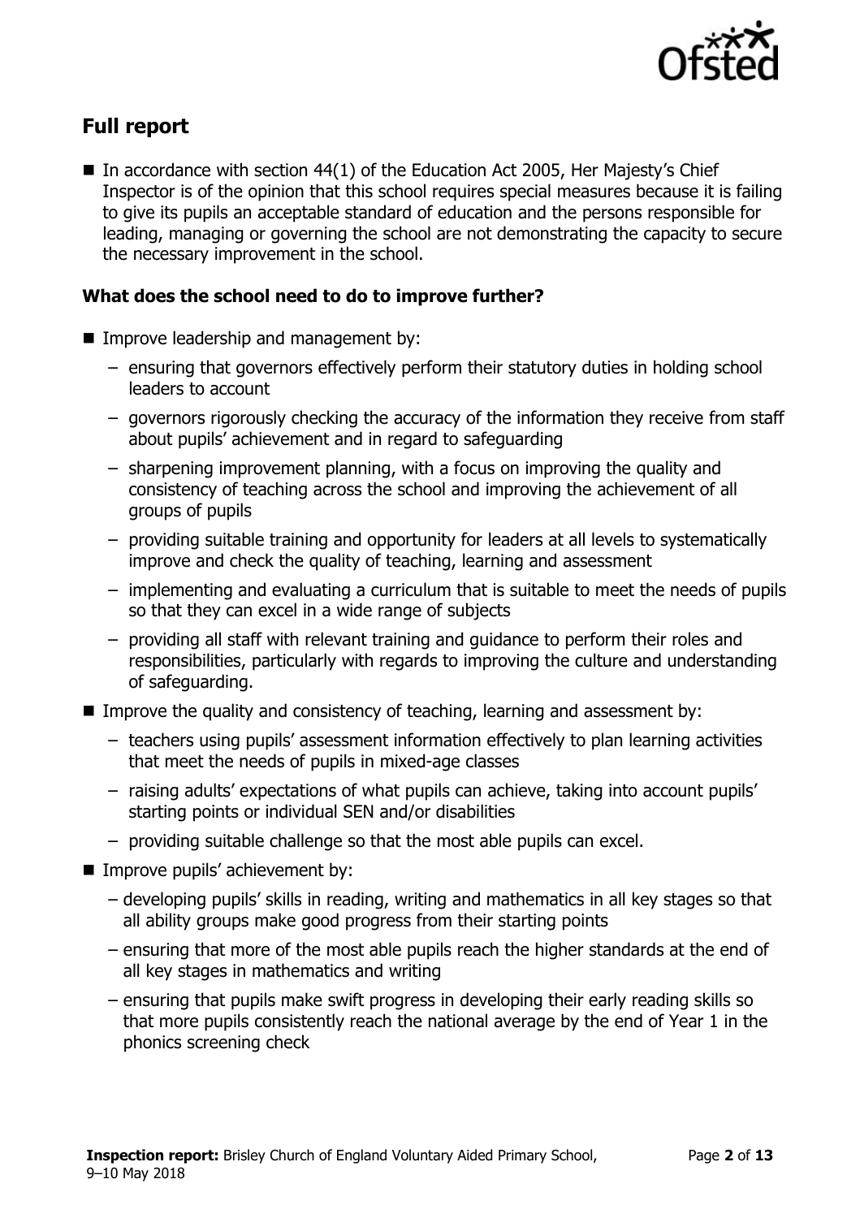## Full report

- In accordance with section 44(1) of the Education Act 2005, Her Majesty's Chief Inspector is of the opinion that this school requires special measures because it is failing to give its pupils an acceptable standard of education and the persons responsible for leading, managing or governing the school are not demonstrating the capacity to secure the necessary improvement in the school.

### What does the school need to do to improve further?

- Improve leadership and management by:
  - ensuring that governors effectively perform their statutory duties in holding school leaders to account
  - governors rigorously checking the accuracy of the information they receive from staff about pupils' achievement and in regard to safeguarding
  - sharpening improvement planning, with a focus on improving the quality and consistency of teaching across the school and improving the achievement of all groups of pupils
  - providing suitable training and opportunity for leaders at all levels to systematically improve and check the quality of teaching, learning and assessment
  - implementing and evaluating a curriculum that is suitable to meet the needs of pupils so that they can excel in a wide range of subjects
  - providing all staff with relevant training and guidance to perform their roles and responsibilities, particularly with regards to improving the culture and understanding of safeguarding.
- Improve the quality and consistency of teaching, learning and assessment by:
  - teachers using pupils' assessment information effectively to plan learning activities that meet the needs of pupils in mixed-age classes
  - raising adults' expectations of what pupils can achieve, taking into account pupils' starting points or individual SEN and/or disabilities
  - providing suitable challenge so that the most able pupils can excel.
- Improve pupils' achievement by:
  - developing pupils' skills in reading, writing and mathematics in all key stages so that all ability groups make good progress from their starting points
  - ensuring that more of the most able pupils reach the higher standards at the end of all key stages in mathematics and writing
  - ensuring that pupils make swift progress in developing their early reading skills so that more pupils consistently reach the national average by the end of Year 1 in the phonics screening check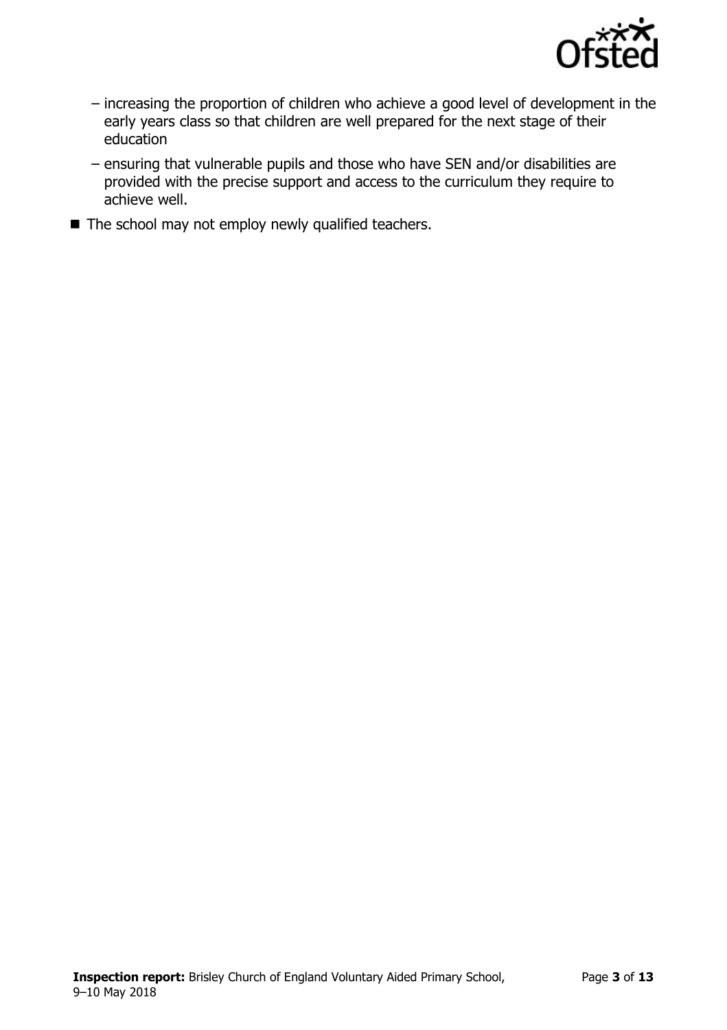- increasing the proportion of children who achieve a good level of development in the early years class so that children are well prepared for the next stage of their education
  - ensuring that vulnerable pupils and those who have SEN and/or disabilities are provided with the precise support and access to the curriculum they require to achieve well.
- The school may not employ newly qualified teachers.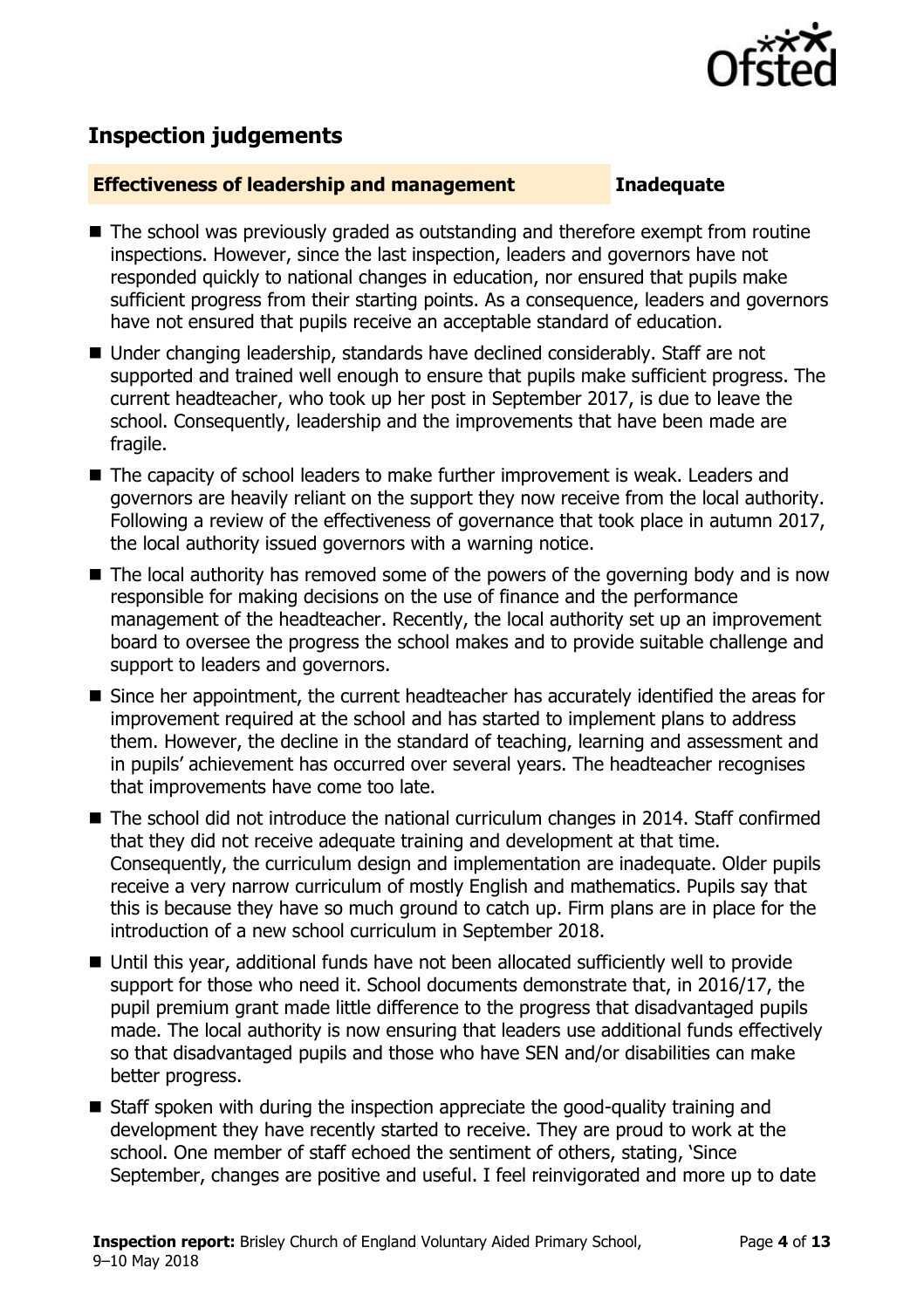## Inspection judgements

**Effectiveness of leadership and management** **Inadequate**

- The school was previously graded as outstanding and therefore exempt from routine inspections. However, since the last inspection, leaders and governors have not responded quickly to national changes in education, nor ensured that pupils make sufficient progress from their starting points. As a consequence, leaders and governors have not ensured that pupils receive an acceptable standard of education.
- Under changing leadership, standards have declined considerably. Staff are not supported and trained well enough to ensure that pupils make sufficient progress. The current headteacher, who took up her post in September 2017, is due to leave the school. Consequently, leadership and the improvements that have been made are fragile.
- The capacity of school leaders to make further improvement is weak. Leaders and governors are heavily reliant on the support they now receive from the local authority. Following a review of the effectiveness of governance that took place in autumn 2017, the local authority issued governors with a warning notice.
- The local authority has removed some of the powers of the governing body and is now responsible for making decisions on the use of finance and the performance management of the headteacher. Recently, the local authority set up an improvement board to oversee the progress the school makes and to provide suitable challenge and support to leaders and governors.
- Since her appointment, the current headteacher has accurately identified the areas for improvement required at the school and has started to implement plans to address them. However, the decline in the standard of teaching, learning and assessment and in pupils' achievement has occurred over several years. The headteacher recognises that improvements have come too late.
- The school did not introduce the national curriculum changes in 2014. Staff confirmed that they did not receive adequate training and development at that time. Consequently, the curriculum design and implementation are inadequate. Older pupils receive a very narrow curriculum of mostly English and mathematics. Pupils say that this is because they have so much ground to catch up. Firm plans are in place for the introduction of a new school curriculum in September 2018.
- Until this year, additional funds have not been allocated sufficiently well to provide support for those who need it. School documents demonstrate that, in 2016/17, the pupil premium grant made little difference to the progress that disadvantaged pupils made. The local authority is now ensuring that leaders use additional funds effectively so that disadvantaged pupils and those who have SEN and/or disabilities can make better progress.
- Staff spoken with during the inspection appreciate the good-quality training and development they have recently started to receive. They are proud to work at the school. One member of staff echoed the sentiment of others, stating, 'Since September, changes are positive and useful. I feel reinvigorated and more up to date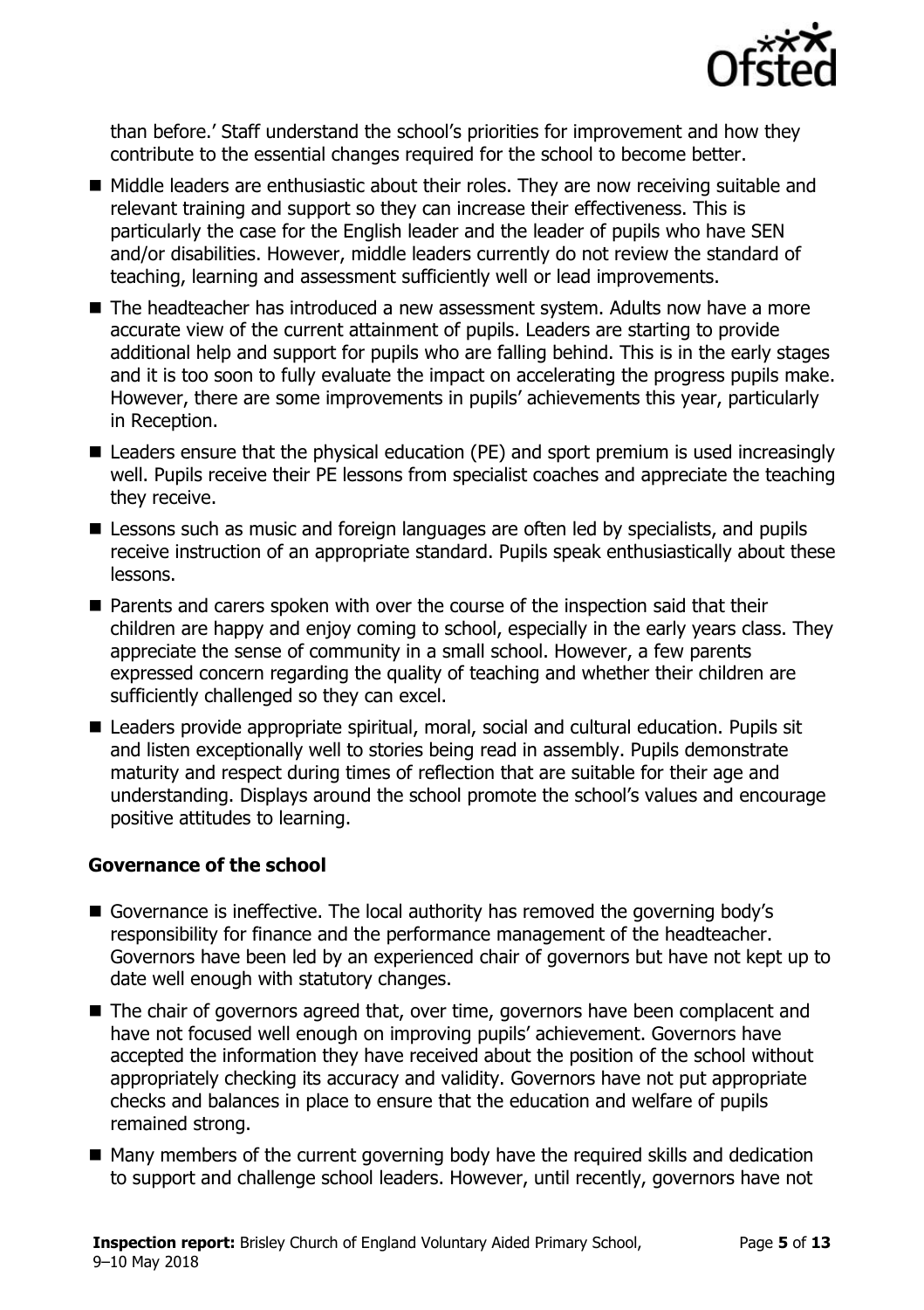than before.' Staff understand the school's priorities for improvement and how they contribute to the essential changes required for the school to become better.

- Middle leaders are enthusiastic about their roles. They are now receiving suitable and relevant training and support so they can increase their effectiveness. This is particularly the case for the English leader and the leader of pupils who have SEN and/or disabilities. However, middle leaders currently do not review the standard of teaching, learning and assessment sufficiently well or lead improvements.
- The headteacher has introduced a new assessment system. Adults now have a more accurate view of the current attainment of pupils. Leaders are starting to provide additional help and support for pupils who are falling behind. This is in the early stages and it is too soon to fully evaluate the impact on accelerating the progress pupils make. However, there are some improvements in pupils' achievements this year, particularly in Reception.
- Leaders ensure that the physical education (PE) and sport premium is used increasingly well. Pupils receive their PE lessons from specialist coaches and appreciate the teaching they receive.
- Lessons such as music and foreign languages are often led by specialists, and pupils receive instruction of an appropriate standard. Pupils speak enthusiastically about these lessons.
- Parents and carers spoken with over the course of the inspection said that their children are happy and enjoy coming to school, especially in the early years class. They appreciate the sense of community in a small school. However, a few parents expressed concern regarding the quality of teaching and whether their children are sufficiently challenged so they can excel.
- Leaders provide appropriate spiritual, moral, social and cultural education. Pupils sit and listen exceptionally well to stories being read in assembly. Pupils demonstrate maturity and respect during times of reflection that are suitable for their age and understanding. Displays around the school promote the school's values and encourage positive attitudes to learning.

### Governance of the school

- Governance is ineffective. The local authority has removed the governing body's responsibility for finance and the performance management of the headteacher. Governors have been led by an experienced chair of governors but have not kept up to date well enough with statutory changes.
- The chair of governors agreed that, over time, governors have been complacent and have not focused well enough on improving pupils' achievement. Governors have accepted the information they have received about the position of the school without appropriately checking its accuracy and validity. Governors have not put appropriate checks and balances in place to ensure that the education and welfare of pupils remained strong.
- Many members of the current governing body have the required skills and dedication to support and challenge school leaders. However, until recently, governors have not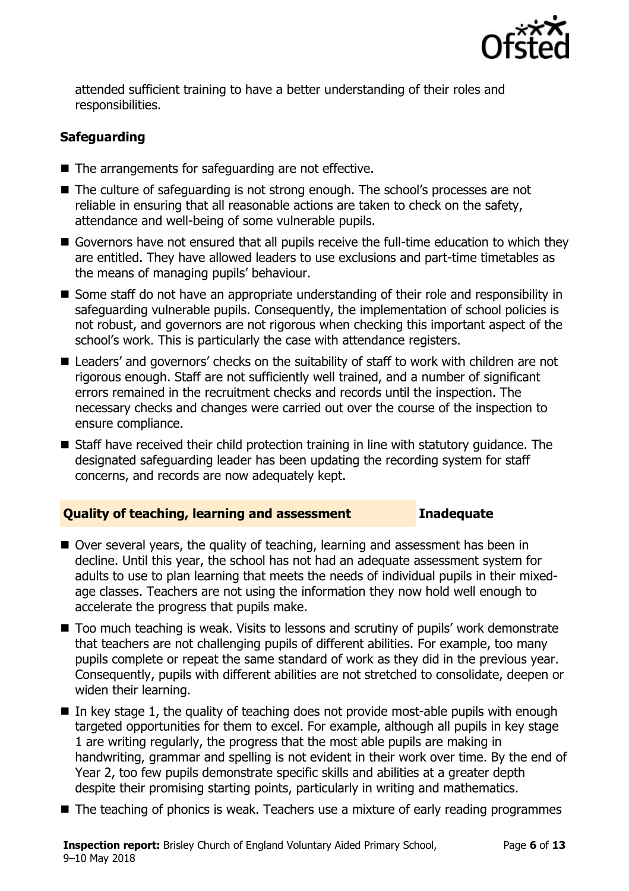attended sufficient training to have a better understanding of their roles and responsibilities.

### Safeguarding

- The arrangements for safeguarding are not effective.
- The culture of safeguarding is not strong enough. The school's processes are not reliable in ensuring that all reasonable actions are taken to check on the safety, attendance and well-being of some vulnerable pupils.
- Governors have not ensured that all pupils receive the full-time education to which they are entitled. They have allowed leaders to use exclusions and part-time timetables as the means of managing pupils' behaviour.
- Some staff do not have an appropriate understanding of their role and responsibility in safeguarding vulnerable pupils. Consequently, the implementation of school policies is not robust, and governors are not rigorous when checking this important aspect of the school's work. This is particularly the case with attendance registers.
- Leaders' and governors' checks on the suitability of staff to work with children are not rigorous enough. Staff are not sufficiently well trained, and a number of significant errors remained in the recruitment checks and records until the inspection. The necessary checks and changes were carried out over the course of the inspection to ensure compliance.
- Staff have received their child protection training in line with statutory guidance. The designated safeguarding leader has been updating the recording system for staff concerns, and records are now adequately kept.

### Quality of teaching, learning and assessment — Inadequate

- Over several years, the quality of teaching, learning and assessment has been in decline. Until this year, the school has not had an adequate assessment system for adults to use to plan learning that meets the needs of individual pupils in their mixed-age classes. Teachers are not using the information they now hold well enough to accelerate the progress that pupils make.
- Too much teaching is weak. Visits to lessons and scrutiny of pupils' work demonstrate that teachers are not challenging pupils of different abilities. For example, too many pupils complete or repeat the same standard of work as they did in the previous year. Consequently, pupils with different abilities are not stretched to consolidate, deepen or widen their learning.
- In key stage 1, the quality of teaching does not provide most-able pupils with enough targeted opportunities for them to excel. For example, although all pupils in key stage 1 are writing regularly, the progress that the most able pupils are making in handwriting, grammar and spelling is not evident in their work over time. By the end of Year 2, too few pupils demonstrate specific skills and abilities at a greater depth despite their promising starting points, particularly in writing and mathematics.
- The teaching of phonics is weak. Teachers use a mixture of early reading programmes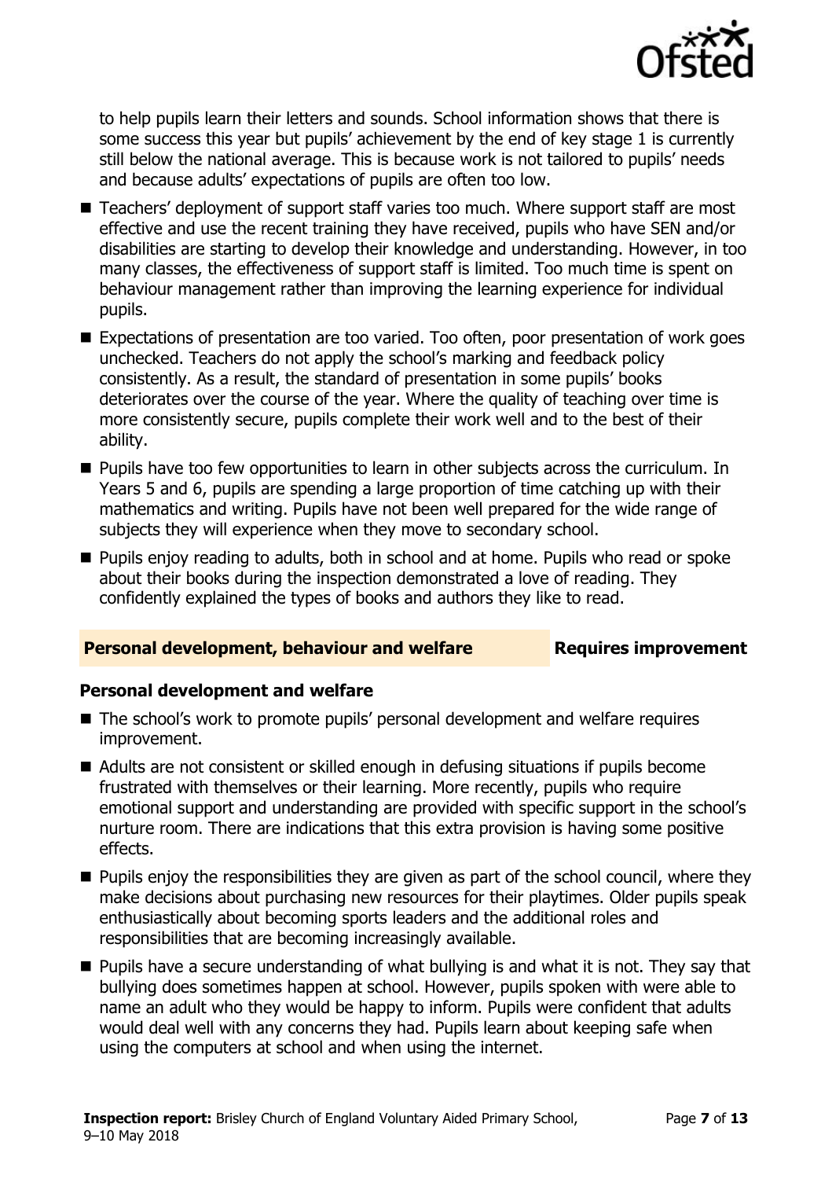to help pupils learn their letters and sounds. School information shows that there is some success this year but pupils' achievement by the end of key stage 1 is currently still below the national average. This is because work is not tailored to pupils' needs and because adults' expectations of pupils are often too low.

- Teachers' deployment of support staff varies too much. Where support staff are most effective and use the recent training they have received, pupils who have SEN and/or disabilities are starting to develop their knowledge and understanding. However, in too many classes, the effectiveness of support staff is limited. Too much time is spent on behaviour management rather than improving the learning experience for individual pupils.
- Expectations of presentation are too varied. Too often, poor presentation of work goes unchecked. Teachers do not apply the school's marking and feedback policy consistently. As a result, the standard of presentation in some pupils' books deteriorates over the course of the year. Where the quality of teaching over time is more consistently secure, pupils complete their work well and to the best of their ability.
- Pupils have too few opportunities to learn in other subjects across the curriculum. In Years 5 and 6, pupils are spending a large proportion of time catching up with their mathematics and writing. Pupils have not been well prepared for the wide range of subjects they will experience when they move to secondary school.
- Pupils enjoy reading to adults, both in school and at home. Pupils who read or spoke about their books during the inspection demonstrated a love of reading. They confidently explained the types of books and authors they like to read.

## Personal development, behaviour and welfare — Requires improvement

### Personal development and welfare

- The school's work to promote pupils' personal development and welfare requires improvement.
- Adults are not consistent or skilled enough in defusing situations if pupils become frustrated with themselves or their learning. More recently, pupils who require emotional support and understanding are provided with specific support in the school's nurture room. There are indications that this extra provision is having some positive effects.
- Pupils enjoy the responsibilities they are given as part of the school council, where they make decisions about purchasing new resources for their playtimes. Older pupils speak enthusiastically about becoming sports leaders and the additional roles and responsibilities that are becoming increasingly available.
- Pupils have a secure understanding of what bullying is and what it is not. They say that bullying does sometimes happen at school. However, pupils spoken with were able to name an adult who they would be happy to inform. Pupils were confident that adults would deal well with any concerns they had. Pupils learn about keeping safe when using the computers at school and when using the internet.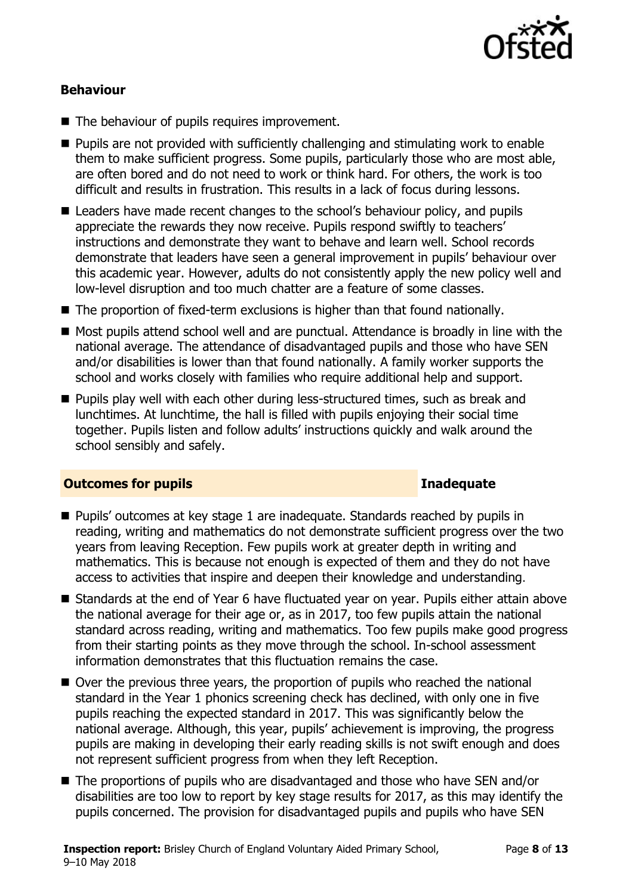### Behaviour

- The behaviour of pupils requires improvement.
- Pupils are not provided with sufficiently challenging and stimulating work to enable them to make sufficient progress. Some pupils, particularly those who are most able, are often bored and do not need to work or think hard. For others, the work is too difficult and results in frustration. This results in a lack of focus during lessons.
- Leaders have made recent changes to the school's behaviour policy, and pupils appreciate the rewards they now receive. Pupils respond swiftly to teachers' instructions and demonstrate they want to behave and learn well. School records demonstrate that leaders have seen a general improvement in pupils' behaviour over this academic year. However, adults do not consistently apply the new policy well and low-level disruption and too much chatter are a feature of some classes.
- The proportion of fixed-term exclusions is higher than that found nationally.
- Most pupils attend school well and are punctual. Attendance is broadly in line with the national average. The attendance of disadvantaged pupils and those who have SEN and/or disabilities is lower than that found nationally. A family worker supports the school and works closely with families who require additional help and support.
- Pupils play well with each other during less-structured times, such as break and lunchtimes. At lunchtime, the hall is filled with pupils enjoying their social time together. Pupils listen and follow adults' instructions quickly and walk around the school sensibly and safely.

## Outcomes for pupils — Inadequate

- Pupils' outcomes at key stage 1 are inadequate. Standards reached by pupils in reading, writing and mathematics do not demonstrate sufficient progress over the two years from leaving Reception. Few pupils work at greater depth in writing and mathematics. This is because not enough is expected of them and they do not have access to activities that inspire and deepen their knowledge and understanding.
- Standards at the end of Year 6 have fluctuated year on year. Pupils either attain above the national average for their age or, as in 2017, too few pupils attain the national standard across reading, writing and mathematics. Too few pupils make good progress from their starting points as they move through the school. In-school assessment information demonstrates that this fluctuation remains the case.
- Over the previous three years, the proportion of pupils who reached the national standard in the Year 1 phonics screening check has declined, with only one in five pupils reaching the expected standard in 2017. This was significantly below the national average. Although, this year, pupils' achievement is improving, the progress pupils are making in developing their early reading skills is not swift enough and does not represent sufficient progress from when they left Reception.
- The proportions of pupils who are disadvantaged and those who have SEN and/or disabilities are too low to report by key stage results for 2017, as this may identify the pupils concerned. The provision for disadvantaged pupils and pupils who have SEN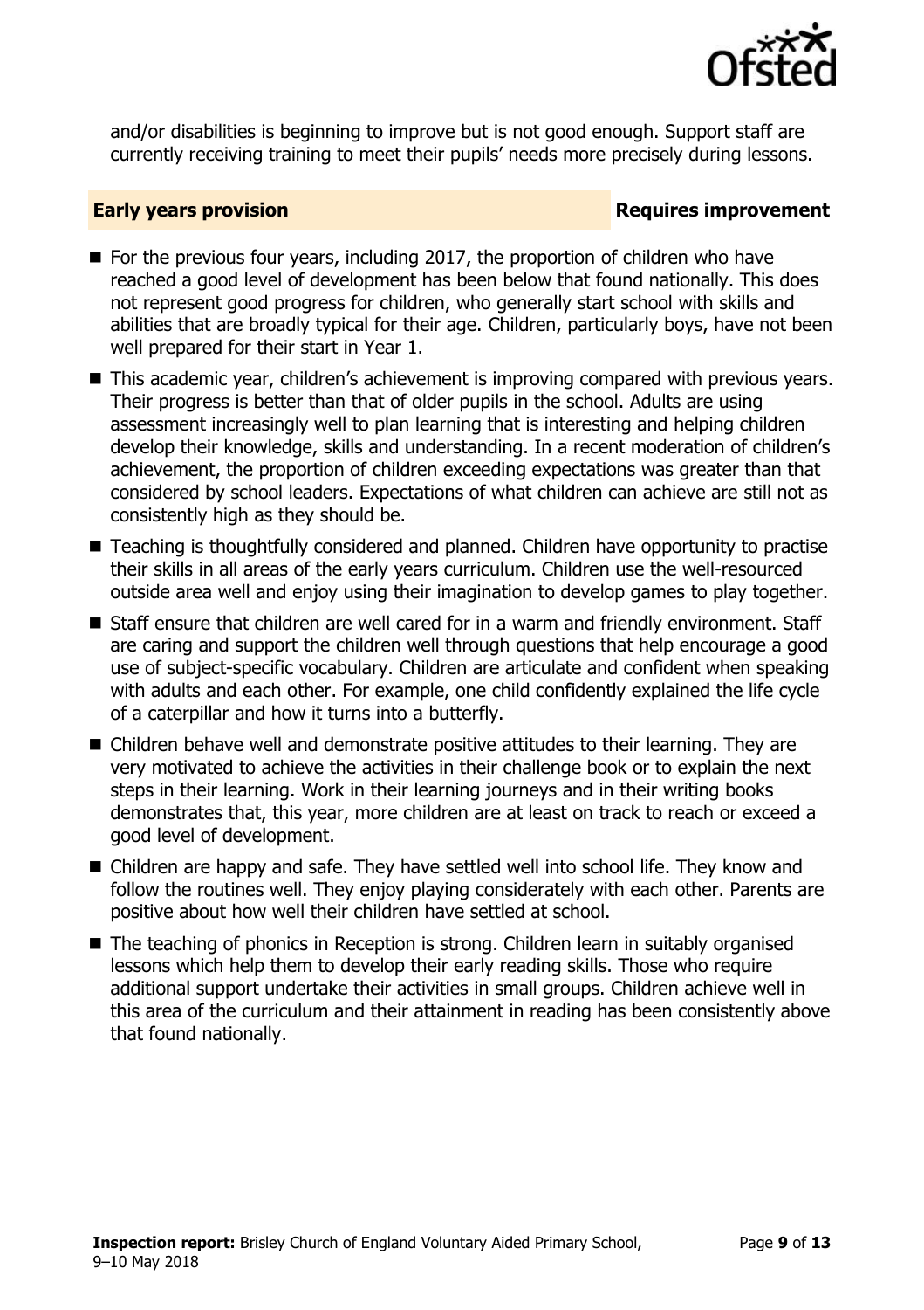and/or disabilities is beginning to improve but is not good enough. Support staff are currently receiving training to meet their pupils' needs more precisely during lessons.

## Early years provision — Requires improvement

- For the previous four years, including 2017, the proportion of children who have reached a good level of development has been below that found nationally. This does not represent good progress for children, who generally start school with skills and abilities that are broadly typical for their age. Children, particularly boys, have not been well prepared for their start in Year 1.
- This academic year, children's achievement is improving compared with previous years. Their progress is better than that of older pupils in the school. Adults are using assessment increasingly well to plan learning that is interesting and helping children develop their knowledge, skills and understanding. In a recent moderation of children's achievement, the proportion of children exceeding expectations was greater than that considered by school leaders. Expectations of what children can achieve are still not as consistently high as they should be.
- Teaching is thoughtfully considered and planned. Children have opportunity to practise their skills in all areas of the early years curriculum. Children use the well-resourced outside area well and enjoy using their imagination to develop games to play together.
- Staff ensure that children are well cared for in a warm and friendly environment. Staff are caring and support the children well through questions that help encourage a good use of subject-specific vocabulary. Children are articulate and confident when speaking with adults and each other. For example, one child confidently explained the life cycle of a caterpillar and how it turns into a butterfly.
- Children behave well and demonstrate positive attitudes to their learning. They are very motivated to achieve the activities in their challenge book or to explain the next steps in their learning. Work in their learning journeys and in their writing books demonstrates that, this year, more children are at least on track to reach or exceed a good level of development.
- Children are happy and safe. They have settled well into school life. They know and follow the routines well. They enjoy playing considerately with each other. Parents are positive about how well their children have settled at school.
- The teaching of phonics in Reception is strong. Children learn in suitably organised lessons which help them to develop their early reading skills. Those who require additional support undertake their activities in small groups. Children achieve well in this area of the curriculum and their attainment in reading has been consistently above that found nationally.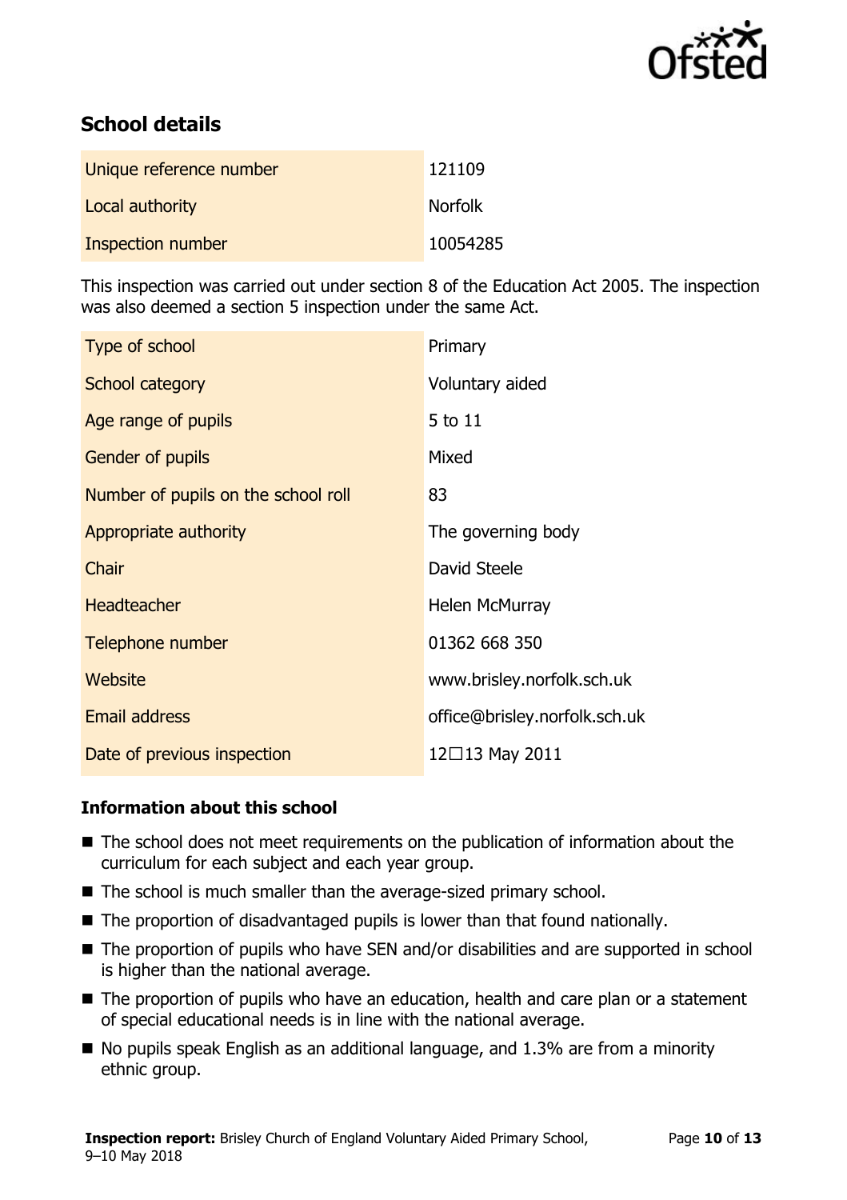## School details

| | |
|---|---|
| Unique reference number | 121109 |
| Local authority | Norfolk |
| Inspection number | 10054285 |

This inspection was carried out under section 8 of the Education Act 2005. The inspection was also deemed a section 5 inspection under the same Act.

| | |
|---|---|
| Type of school | Primary |
| School category | Voluntary aided |
| Age range of pupils | 5 to 11 |
| Gender of pupils | Mixed |
| Number of pupils on the school roll | 83 |
| Appropriate authority | The governing body |
| Chair | David Steele |
| Headteacher | Helen McMurray |
| Telephone number | 01362 668 350 |
| Website | www.brisley.norfolk.sch.uk |
| Email address | office@brisley.norfolk.sch.uk |
| Date of previous inspection | 12□13 May 2011 |

### Information about this school

- The school does not meet requirements on the publication of information about the curriculum for each subject and each year group.
- The school is much smaller than the average-sized primary school.
- The proportion of disadvantaged pupils is lower than that found nationally.
- The proportion of pupils who have SEN and/or disabilities and are supported in school is higher than the national average.
- The proportion of pupils who have an education, health and care plan or a statement of special educational needs is in line with the national average.
- No pupils speak English as an additional language, and 1.3% are from a minority ethnic group.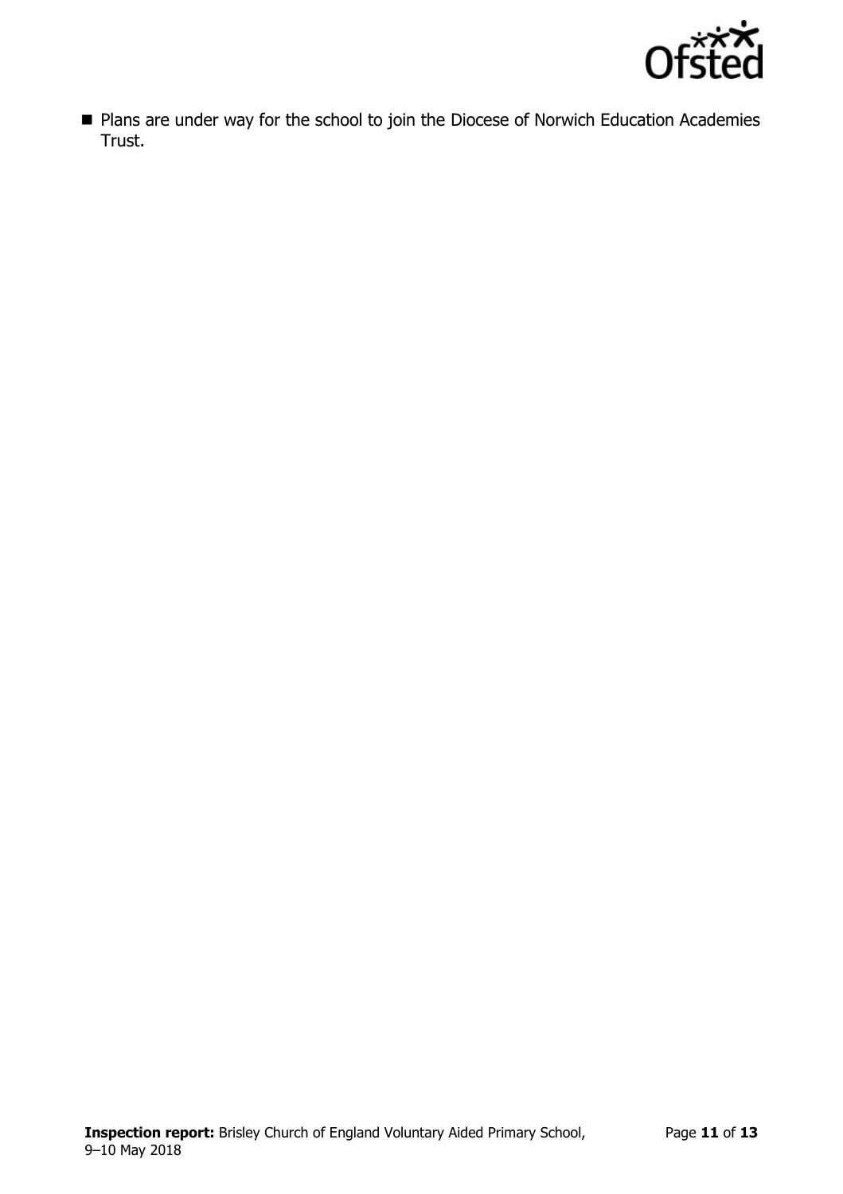- Plans are under way for the school to join the Diocese of Norwich Education Academies Trust.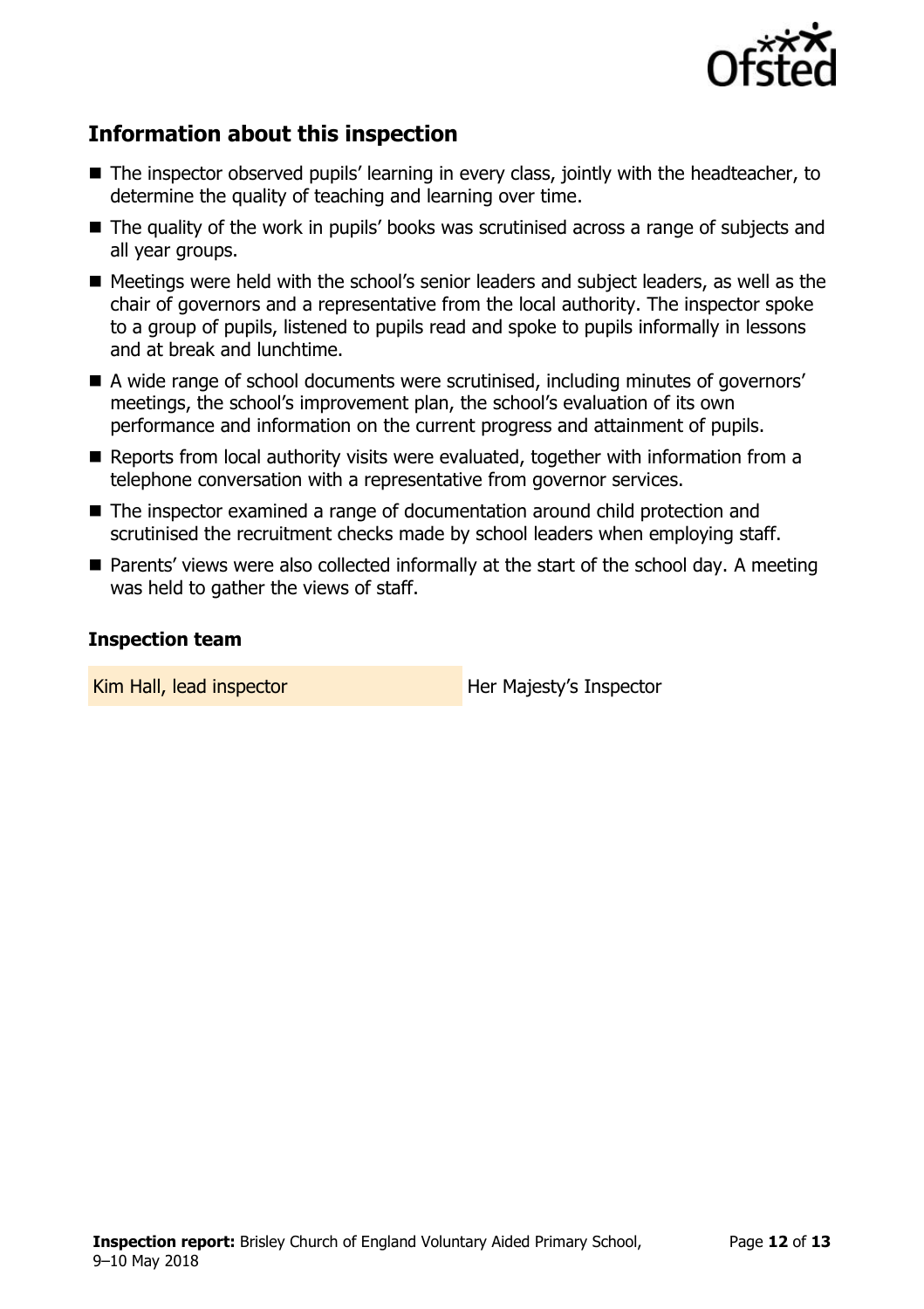## Information about this inspection

- The inspector observed pupils' learning in every class, jointly with the headteacher, to determine the quality of teaching and learning over time.
- The quality of the work in pupils' books was scrutinised across a range of subjects and all year groups.
- Meetings were held with the school's senior leaders and subject leaders, as well as the chair of governors and a representative from the local authority. The inspector spoke to a group of pupils, listened to pupils read and spoke to pupils informally in lessons and at break and lunchtime.
- A wide range of school documents were scrutinised, including minutes of governors' meetings, the school's improvement plan, the school's evaluation of its own performance and information on the current progress and attainment of pupils.
- Reports from local authority visits were evaluated, together with information from a telephone conversation with a representative from governor services.
- The inspector examined a range of documentation around child protection and scrutinised the recruitment checks made by school leaders when employing staff.
- Parents' views were also collected informally at the start of the school day. A meeting was held to gather the views of staff.

### Inspection team

| | |
|---|---|
| Kim Hall, lead inspector | Her Majesty's Inspector |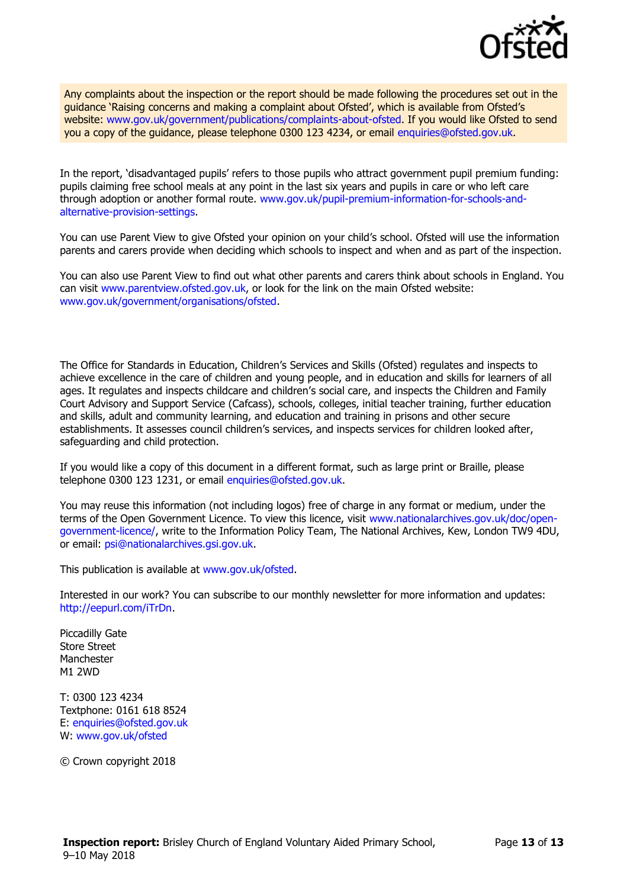Any complaints about the inspection or the report should be made following the procedures set out in the guidance 'Raising concerns and making a complaint about Ofsted', which is available from Ofsted's website: www.gov.uk/government/publications/complaints-about-ofsted. If you would like Ofsted to send you a copy of the guidance, please telephone 0300 123 4234, or email enquiries@ofsted.gov.uk.

In the report, 'disadvantaged pupils' refers to those pupils who attract government pupil premium funding: pupils claiming free school meals at any point in the last six years and pupils in care or who left care through adoption or another formal route. www.gov.uk/pupil-premium-information-for-schools-and-alternative-provision-settings.

You can use Parent View to give Ofsted your opinion on your child's school. Ofsted will use the information parents and carers provide when deciding which schools to inspect and when and as part of the inspection.

You can also use Parent View to find out what other parents and carers think about schools in England. You can visit www.parentview.ofsted.gov.uk, or look for the link on the main Ofsted website: www.gov.uk/government/organisations/ofsted.

The Office for Standards in Education, Children's Services and Skills (Ofsted) regulates and inspects to achieve excellence in the care of children and young people, and in education and skills for learners of all ages. It regulates and inspects childcare and children's social care, and inspects the Children and Family Court Advisory and Support Service (Cafcass), schools, colleges, initial teacher training, further education and skills, adult and community learning, and education and training in prisons and other secure establishments. It assesses council children's services, and inspects services for children looked after, safeguarding and child protection.

If you would like a copy of this document in a different format, such as large print or Braille, please telephone 0300 123 1231, or email enquiries@ofsted.gov.uk.

You may reuse this information (not including logos) free of charge in any format or medium, under the terms of the Open Government Licence. To view this licence, visit www.nationalarchives.gov.uk/doc/open-government-licence/, write to the Information Policy Team, The National Archives, Kew, London TW9 4DU, or email: psi@nationalarchives.gsi.gov.uk.

This publication is available at www.gov.uk/ofsted.

Interested in our work? You can subscribe to our monthly newsletter for more information and updates: http://eepurl.com/iTrDn.

Piccadilly Gate
Store Street
Manchester
M1 2WD

T: 0300 123 4234
Textphone: 0161 618 8524
E: enquiries@ofsted.gov.uk
W: www.gov.uk/ofsted

© Crown copyright 2018